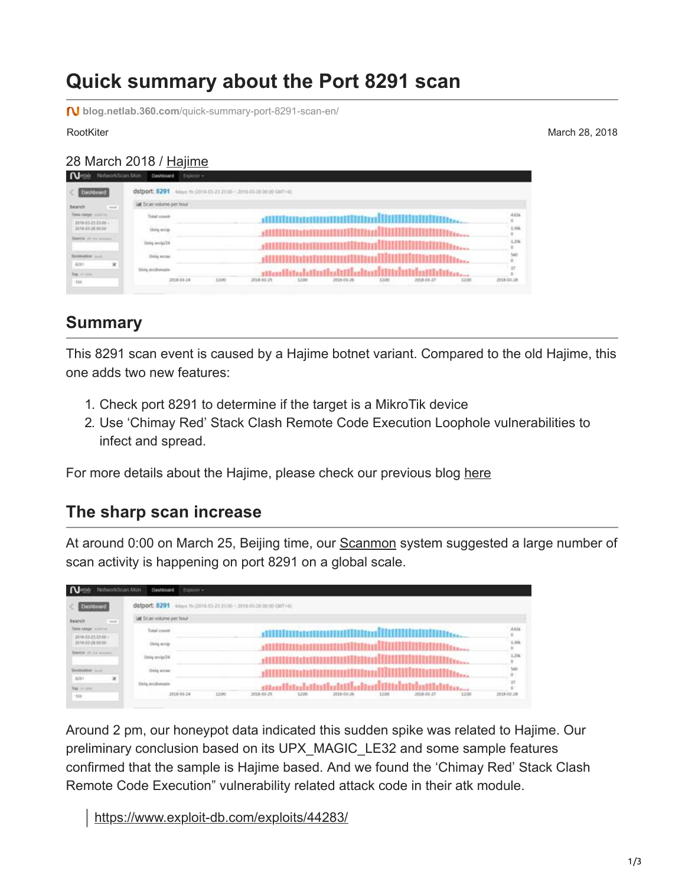# Quick summary about the Port 8291 scan

blog.netlab.360.com/quick-summary-port-8291-scan-en/

RootKiter

March 28, 2018

28 March 2018 / Hajime

## Summary

This 8291 scan event is caused by a Hajime botnet variant. Compared to the old Hajime, this one adds two new features:

1. Check port 8291 to determine if the target is a MikroTik device
2. Use 'Chimay Red' Stack Clash Remote Code Execution Loophole vulnerabilities to infect and spread.

For more details about the Hajime, please check our previous blog here

## The sharp scan increase

At around 0:00 on March 25, Beijing time, our Scanmon system suggested a large number of scan activity is happening on port 8291 on a global scale.

Around 2 pm, our honeypot data indicated this sudden spike was related to Hajime. Our preliminary conclusion based on its UPX_MAGIC_LE32 and some sample features confirmed that the sample is Hajime based. And we found the 'Chimay Red' Stack Clash Remote Code Execution" vulnerability related attack code in their atk module.

> https://www.exploit-db.com/exploits/44283/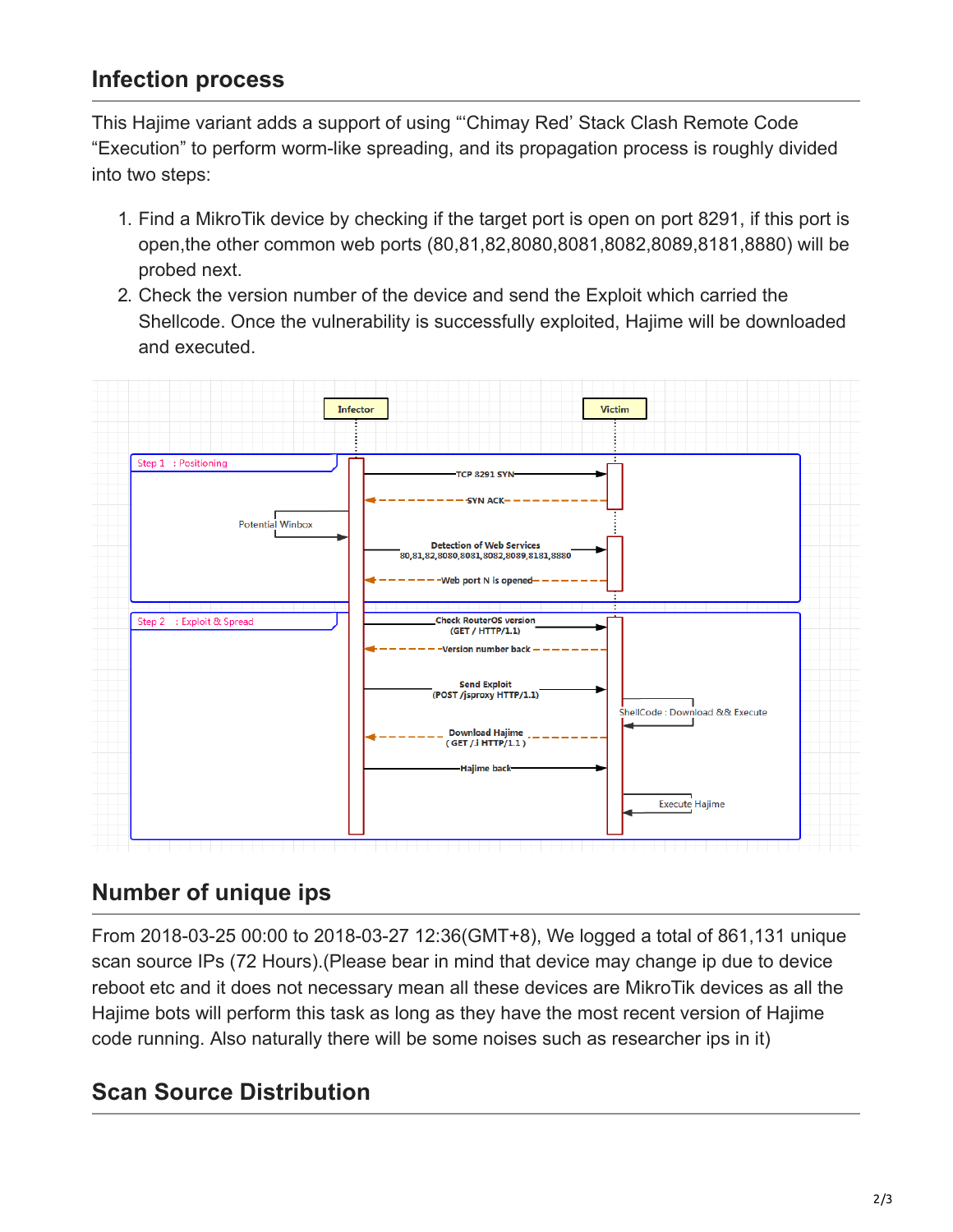## Infection process

This Hajime variant adds a support of using "'Chimay Red' Stack Clash Remote Code "Execution" to perform worm-like spreading, and its propagation process is roughly divided into two steps:

1. Find a MikroTik device by checking if the target port is open on port 8291, if this port is open,the other common web ports (80,81,82,8080,8081,8082,8089,8181,8880) will be probed next.
2. Check the version number of the device and send the Exploit which carried the Shellcode. Once the vulnerability is successfully exploited, Hajime will be downloaded and executed.

## Number of unique ips

From 2018-03-25 00:00 to 2018-03-27 12:36(GMT+8), We logged a total of 861,131 unique scan source IPs (72 Hours).(Please bear in mind that device may change ip due to device reboot etc and it does not necessary mean all these devices are MikroTik devices as all the Hajime bots will perform this task as long as they have the most recent version of Hajime code running. Also naturally there will be some noises such as researcher ips in it)

## Scan Source Distribution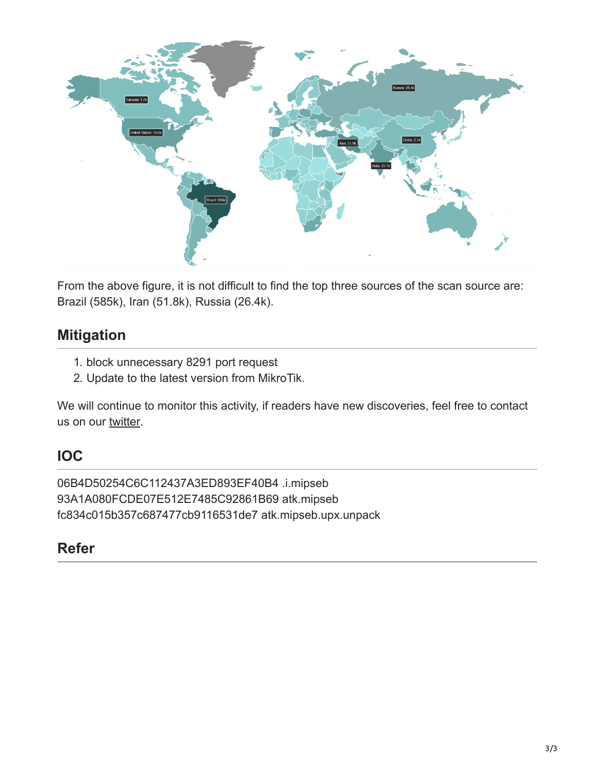Canada: 1.7k

United States: 18.6k

Russia: 26.4k

Iran: 51.8k

China: 2.1k

India: 23.7k

Brazil: 585k

From the above figure, it is not difficult to find the top three sources of the scan source are: Brazil (585k), Iran (51.8k), Russia (26.4k).

## Mitigation

1. block unnecessary 8291 port request
2. Update to the latest version from MikroTik.

We will continue to monitor this activity, if readers have new discoveries, feel free to contact us on our twitter.

## IOC

06B4D50254C6C112437A3ED893EF40B4 .i.mipseb
93A1A080FCDE07E512E7485C92861B69 atk.mipseb
fc834c015b357c687477cb9116531de7 atk.mipseb.upx.unpack

## Refer